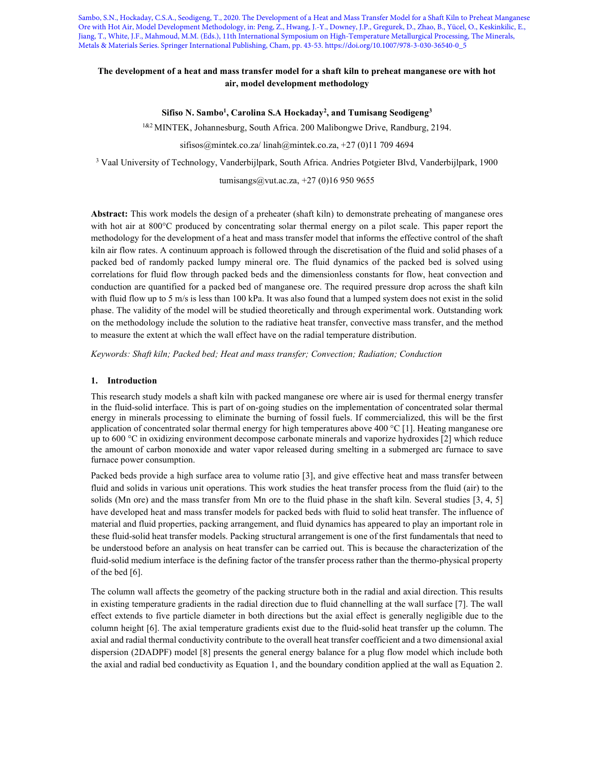Sambo, S.N., Hockaday, C.S.A., Seodigeng, T., 2020. The Development of a Heat and Mass Transfer Model for a Shaft Kiln to Preheat Manganese Ore with Hot Air, Model Development Methodology, in: Peng, Z., Hwang, J.-Y., Downey, J.P., Gregurek, D., Zhao, B., Yücel, O., Keskinkilic, E., Jiang, T., White, J.F., Mahmoud, M.M. (Eds.), 11th International Symposium on High-Temperature Metallurgical Processing, The Minerals, Metals & Materials Series. Springer International Publishing, Cham, pp. 43-53. https://doi.org/10.1007/978-3-030-36540-0_5

# The development of a heat and mass transfer model for a shaft kiln to preheat manganese ore with hot air, model development methodology

**Sifiso N. Sambo[1], Carolina S.A Hockaday[2], and Tumisang Seodigeng[3]**

[1&2] MINTEK, Johannesburg, South Africa. 200 Malibongwe Drive, Randburg, 2194.

sifisos@mintek.co.za/ linah@mintek.co.za, +27 (0)11 709 4694

[3] Vaal University of Technology, Vanderbijlpark, South Africa. Andries Potgieter Blvd, Vanderbijlpark, 1900

tumisangs@vut.ac.za, +27 (0)16 950 9655

**Abstract:** This work models the design of a preheater (shaft kiln) to demonstrate preheating of manganese ores with hot air at 800°C produced by concentrating solar thermal energy on a pilot scale. This paper report the methodology for the development of a heat and mass transfer model that informs the effective control of the shaft kiln air flow rates. A continuum approach is followed through the discretisation of the fluid and solid phases of a packed bed of randomly packed lumpy mineral ore. The fluid dynamics of the packed bed is solved using correlations for fluid flow through packed beds and the dimensionless constants for flow, heat convection and conduction are quantified for a packed bed of manganese ore. The required pressure drop across the shaft kiln with fluid flow up to 5 m/s is less than 100 kPa. It was also found that a lumped system does not exist in the solid phase. The validity of the model will be studied theoretically and through experimental work. Outstanding work on the methodology include the solution to the radiative heat transfer, convective mass transfer, and the method to measure the extent at which the wall effect have on the radial temperature distribution.

*Keywords: Shaft kiln; Packed bed; Heat and mass transfer; Convection; Radiation; Conduction*

## 1. Introduction

This research study models a shaft kiln with packed manganese ore where air is used for thermal energy transfer in the fluid-solid interface. This is part of on-going studies on the implementation of concentrated solar thermal energy in minerals processing to eliminate the burning of fossil fuels. If commercialized, this will be the first application of concentrated solar thermal energy for high temperatures above 400 °C [1]. Heating manganese ore up to 600 °C in oxidizing environment decompose carbonate minerals and vaporize hydroxides [2] which reduce the amount of carbon monoxide and water vapor released during smelting in a submerged arc furnace to save furnace power consumption.

Packed beds provide a high surface area to volume ratio [3], and give effective heat and mass transfer between fluid and solids in various unit operations. This work studies the heat transfer process from the fluid (air) to the solids (Mn ore) and the mass transfer from Mn ore to the fluid phase in the shaft kiln. Several studies [3, 4, 5] have developed heat and mass transfer models for packed beds with fluid to solid heat transfer. The influence of material and fluid properties, packing arrangement, and fluid dynamics has appeared to play an important role in these fluid-solid heat transfer models. Packing structural arrangement is one of the first fundamentals that need to be understood before an analysis on heat transfer can be carried out. This is because the characterization of the fluid-solid medium interface is the defining factor of the transfer process rather than the thermo-physical property of the bed [6].

The column wall affects the geometry of the packing structure both in the radial and axial direction. This results in existing temperature gradients in the radial direction due to fluid channelling at the wall surface [7]. The wall effect extends to five particle diameter in both directions but the axial effect is generally negligible due to the column height [6]. The axial temperature gradients exist due to the fluid-solid heat transfer up the column. The axial and radial thermal conductivity contribute to the overall heat transfer coefficient and a two dimensional axial dispersion (2DADPF) model [8] presents the general energy balance for a plug flow model which include both the axial and radial bed conductivity as Equation 1, and the boundary condition applied at the wall as Equation 2.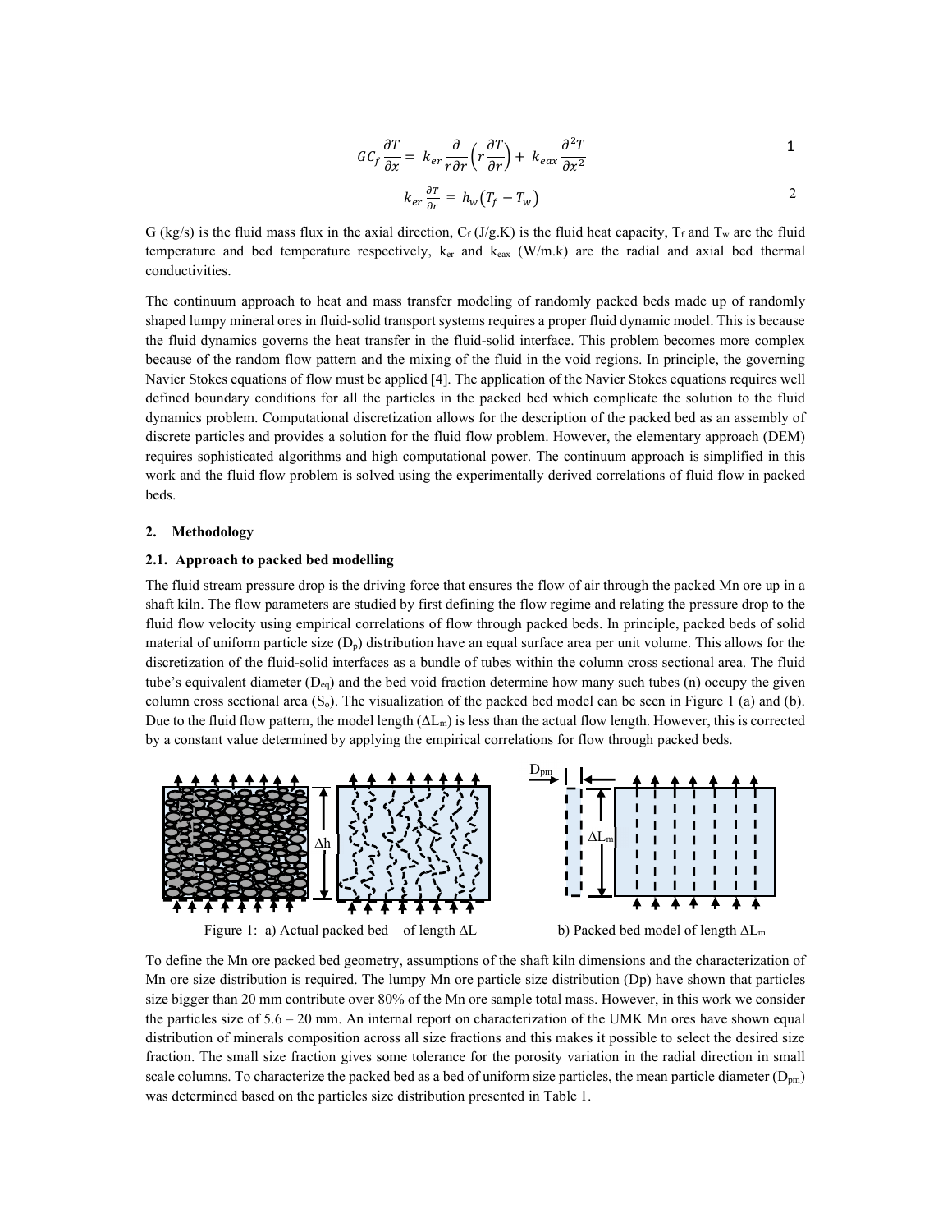$$GC_f \frac{\partial T}{\partial x} = k_{er} \frac{\partial}{r\partial r}\left(r \frac{\partial T}{\partial r}\right) + k_{eax} \frac{\partial^2 T}{\partial x^2} \tag{1}$$

$$k_{er} \frac{\partial T}{\partial r} = h_w (T_f - T_w) \tag{2}$$

G (kg/s) is the fluid mass flux in the axial direction, $C_f$ (J/g.K) is the fluid heat capacity, $T_f$ and $T_w$ are the fluid temperature and bed temperature respectively, $k_{er}$ and $k_{eax}$ (W/m.k) are the radial and axial bed thermal conductivities.

The continuum approach to heat and mass transfer modeling of randomly packed beds made up of randomly shaped lumpy mineral ores in fluid-solid transport systems requires a proper fluid dynamic model. This is because the fluid dynamics governs the heat transfer in the fluid-solid interface. This problem becomes more complex because of the random flow pattern and the mixing of the fluid in the void regions. In principle, the governing Navier Stokes equations of flow must be applied [4]. The application of the Navier Stokes equations requires well defined boundary conditions for all the particles in the packed bed which complicate the solution to the fluid dynamics problem. Computational discretization allows for the description of the packed bed as an assembly of discrete particles and provides a solution for the fluid flow problem. However, the elementary approach (DEM) requires sophisticated algorithms and high computational power. The continuum approach is simplified in this work and the fluid flow problem is solved using the experimentally derived correlations of fluid flow in packed beds.

## 2. Methodology

### 2.1. Approach to packed bed modelling

The fluid stream pressure drop is the driving force that ensures the flow of air through the packed Mn ore up in a shaft kiln. The flow parameters are studied by first defining the flow regime and relating the pressure drop to the fluid flow velocity using empirical correlations of flow through packed beds. In principle, packed beds of solid material of uniform particle size ($D_p$) distribution have an equal surface area per unit volume. This allows for the discretization of the fluid-solid interfaces as a bundle of tubes within the column cross sectional area. The fluid tube's equivalent diameter ($D_{eq}$) and the bed void fraction determine how many such tubes (n) occupy the given column cross sectional area ($S_o$). The visualization of the packed bed model can be seen in Figure 1 (a) and (b). Due to the fluid flow pattern, the model length ($\Delta L_m$) is less than the actual flow length. However, this is corrected by a constant value determined by applying the empirical correlations for flow through packed beds.

Figure 1: a) Actual packed bed of length ΔL b) Packed bed model of length $\Delta L_m$

To define the Mn ore packed bed geometry, assumptions of the shaft kiln dimensions and the characterization of Mn ore size distribution is required. The lumpy Mn ore particle size distribution (Dp) have shown that particles size bigger than 20 mm contribute over 80% of the Mn ore sample total mass. However, in this work we consider the particles size of 5.6 – 20 mm. An internal report on characterization of the UMK Mn ores have shown equal distribution of minerals composition across all size fractions and this makes it possible to select the desired size fraction. The small size fraction gives some tolerance for the porosity variation in the radial direction in small scale columns. To characterize the packed bed as a bed of uniform size particles, the mean particle diameter ($D_{pm}$) was determined based on the particles size distribution presented in Table 1.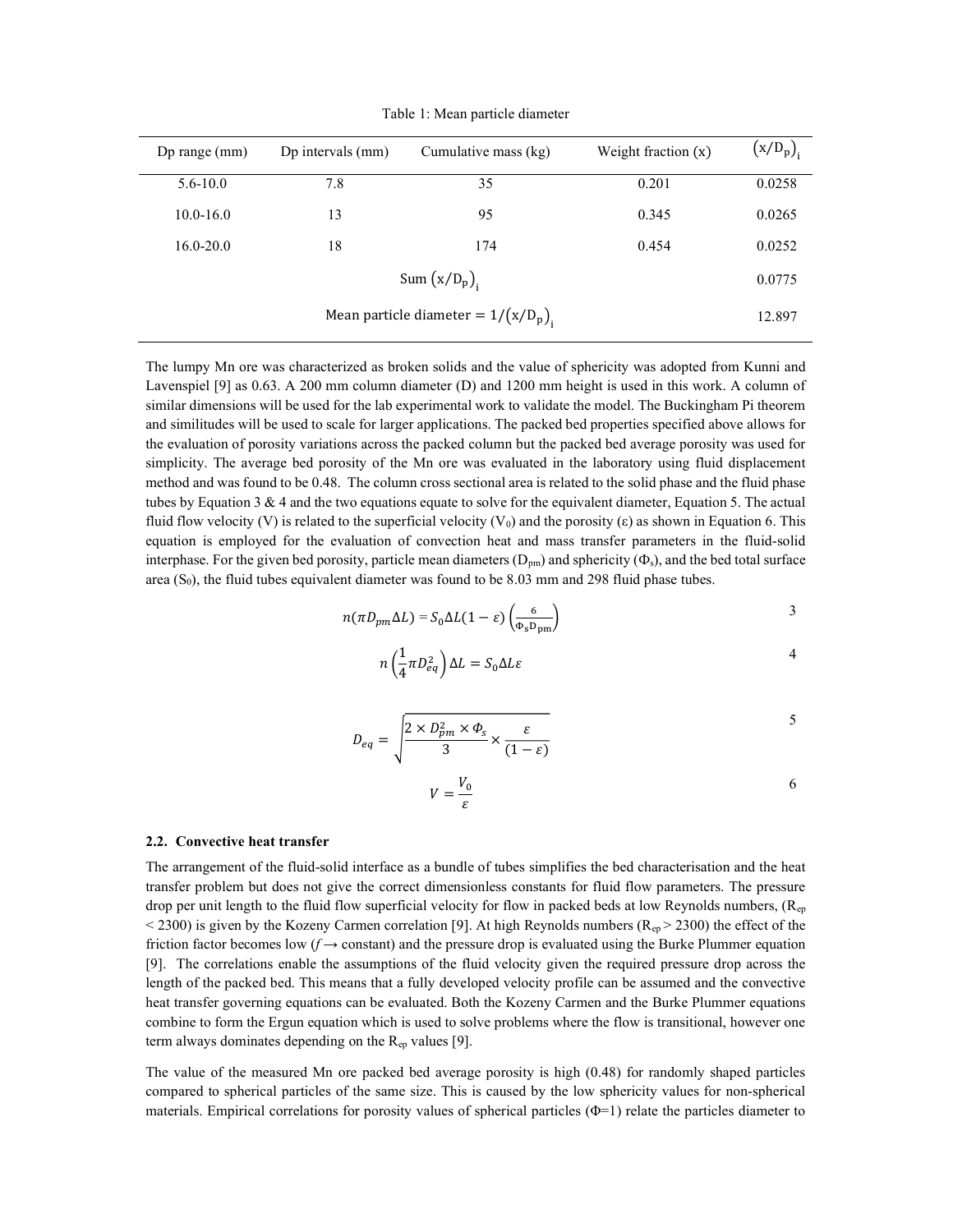Table 1: Mean particle diameter

| Dp range (mm) | Dp intervals (mm) | Cumulative mass (kg) | Weight fraction (x) | $\left(x/D_p\right)_i$ |
|---|---|---|---|---|
| 5.6-10.0 | 7.8 | 35 | 0.201 | 0.0258 |
| 10.0-16.0 | 13 | 95 | 0.345 | 0.0265 |
| 16.0-20.0 | 18 | 174 | 0.454 | 0.0252 |
| | | Sum $\left(x/D_p\right)_i$ | | 0.0775 |
| | | Mean particle diameter $= 1/\left(x/D_p\right)_i$ | | 12.897 |

The lumpy Mn ore was characterized as broken solids and the value of sphericity was adopted from Kunni and Lavenspiel [9] as 0.63. A 200 mm column diameter (D) and 1200 mm height is used in this work. A column of similar dimensions will be used for the lab experimental work to validate the model. The Buckingham Pi theorem and similitudes will be used to scale for larger applications. The packed bed properties specified above allows for the evaluation of porosity variations across the packed column but the packed bed average porosity was used for simplicity. The average bed porosity of the Mn ore was evaluated in the laboratory using fluid displacement method and was found to be 0.48. The column cross sectional area is related to the solid phase and the fluid phase tubes by Equation 3 & 4 and the two equations equate to solve for the equivalent diameter, Equation 5. The actual fluid flow velocity (V) is related to the superficial velocity ($V_0$) and the porosity ($\varepsilon$) as shown in Equation 6. This equation is employed for the evaluation of convection heat and mass transfer parameters in the fluid-solid interphase. For the given bed porosity, particle mean diameters ($D_{pm}$) and sphericity ($\Phi_s$), and the bed total surface area ($S_0$), the fluid tubes equivalent diameter was found to be 8.03 mm and 298 fluid phase tubes.

$$n(\pi D_{pm}\Delta L) = S_0\Delta L(1-\varepsilon)\left(\frac{6}{\Phi_s D_{pm}}\right) \tag{3}$$

$$n\left(\frac{1}{4}\pi D_{eq}^2\right)\Delta L = S_0\Delta L\varepsilon \tag{4}$$

$$D_{eq} = \sqrt{\frac{2 \times D_{pm}^2 \times \Phi_s}{3} \times \frac{\varepsilon}{(1-\varepsilon)}} \tag{5}$$

$$V = \frac{V_0}{\varepsilon} \tag{6}$$

### 2.2. Convective heat transfer

The arrangement of the fluid-solid interface as a bundle of tubes simplifies the bed characterisation and the heat transfer problem but does not give the correct dimensionless constants for fluid flow parameters. The pressure drop per unit length to the fluid flow superficial velocity for flow in packed beds at low Reynolds numbers, ($R_{ep}$ < 2300) is given by the Kozeny Carmen correlation [9]. At high Reynolds numbers ($R_{ep}$ > 2300) the effect of the friction factor becomes low ($f \rightarrow$ constant) and the pressure drop is evaluated using the Burke Plummer equation [9]. The correlations enable the assumptions of the fluid velocity given the required pressure drop across the length of the packed bed. This means that a fully developed velocity profile can be assumed and the convective heat transfer governing equations can be evaluated. Both the Kozeny Carmen and the Burke Plummer equations combine to form the Ergun equation which is used to solve problems where the flow is transitional, however one term always dominates depending on the $R_{ep}$ values [9].

The value of the measured Mn ore packed bed average porosity is high (0.48) for randomly shaped particles compared to spherical particles of the same size. This is caused by the low sphericity values for non-spherical materials. Empirical correlations for porosity values of spherical particles ($\Phi$=1) relate the particles diameter to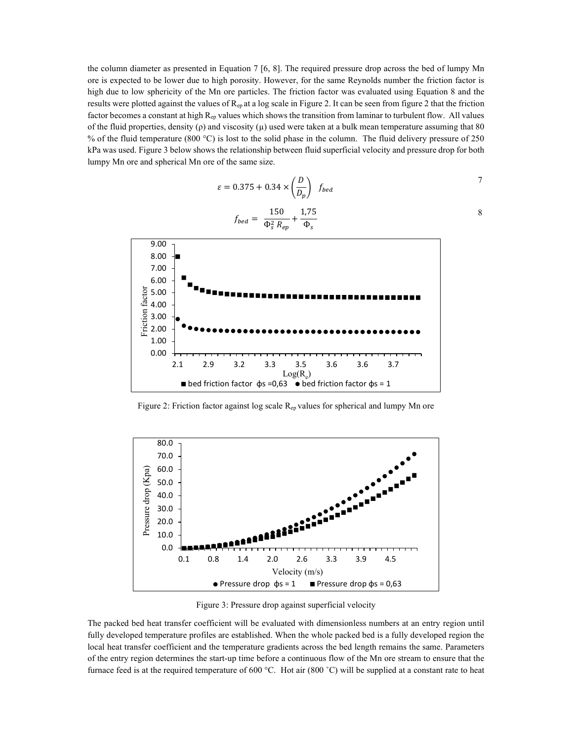the column diameter as presented in Equation 7 [6, 8]. The required pressure drop across the bed of lumpy Mn ore is expected to be lower due to high porosity. However, for the same Reynolds number the friction factor is high due to low sphericity of the Mn ore particles. The friction factor was evaluated using Equation 8 and the results were plotted against the values of $R_{ep}$ at a log scale in Figure 2. It can be seen from figure 2 that the friction factor becomes a constant at high $R_{ep}$ values which shows the transition from laminar to turbulent flow. All values of the fluid properties, density (ρ) and viscosity (μ) used were taken at a bulk mean temperature assuming that 80 % of the fluid temperature (800 °C) is lost to the solid phase in the column. The fluid delivery pressure of 250 kPa was used. Figure 3 below shows the relationship between fluid superficial velocity and pressure drop for both lumpy Mn ore and spherical Mn ore of the same size.

$$\varepsilon = 0.375 + 0.34 \times \left(\frac{D}{D_p}\right) \quad f_{bed} \tag{7}$$

$$f_{bed} = \frac{150}{\Phi_s^2 \, R_{ep}} + \frac{1{,}75}{\Phi_s} \tag{8}$$

Figure 2: Friction factor against log scale $R_{ep}$ values for spherical and lumpy Mn ore

Figure 3: Pressure drop against superficial velocity

The packed bed heat transfer coefficient will be evaluated with dimensionless numbers at an entry region until fully developed temperature profiles are established. When the whole packed bed is a fully developed region the local heat transfer coefficient and the temperature gradients across the bed length remains the same. Parameters of the entry region determines the start-up time before a continuous flow of the Mn ore stream to ensure that the furnace feed is at the required temperature of 600 °C. Hot air (800 ˚C) will be supplied at a constant rate to heat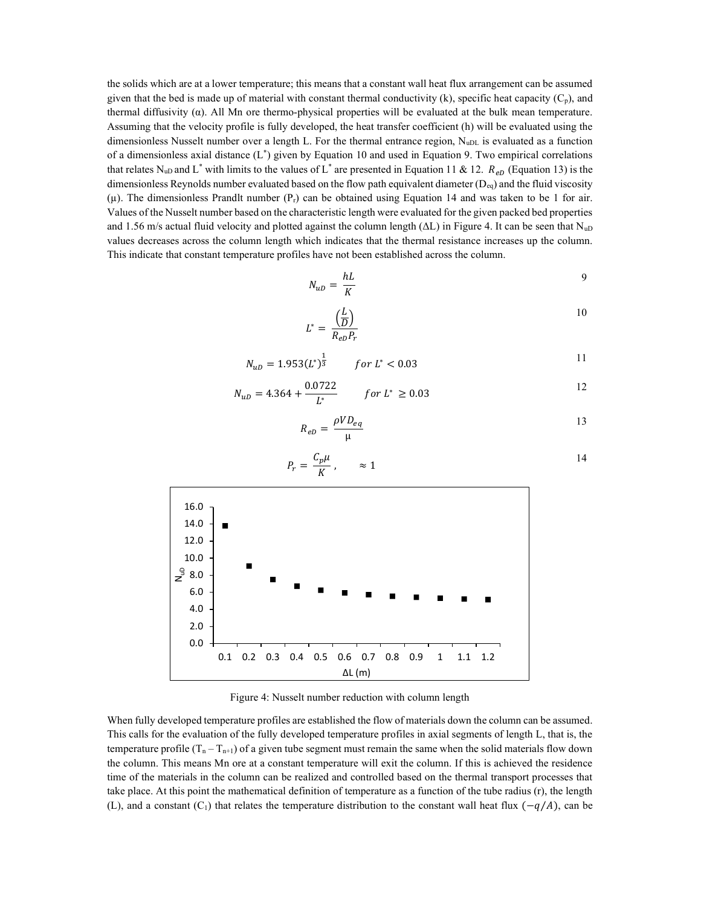the solids which are at a lower temperature; this means that a constant wall heat flux arrangement can be assumed given that the bed is made up of material with constant thermal conductivity (k), specific heat capacity ($C_p$), and thermal diffusivity ($\alpha$). All Mn ore thermo-physical properties will be evaluated at the bulk mean temperature. Assuming that the velocity profile is fully developed, the heat transfer coefficient (h) will be evaluated using the dimensionless Nusselt number over a length L. For the thermal entrance region, $N_{uDL}$ is evaluated as a function of a dimensionless axial distance ($L^*$) given by Equation 10 and used in Equation 9. Two empirical correlations that relates $N_{uD}$ and $L^*$ with limits to the values of $L^*$ are presented in Equation 11 & 12. $R_{eD}$ (Equation 13) is the dimensionless Reynolds number evaluated based on the flow path equivalent diameter ($D_{eq}$) and the fluid viscosity ($\mu$). The dimensionless Prandlt number ($P_r$) can be obtained using Equation 14 and was taken to be 1 for air. Values of the Nusselt number based on the characteristic length were evaluated for the given packed bed properties and 1.56 m/s actual fluid velocity and plotted against the column length ($\Delta L$) in Figure 4. It can be seen that $N_{uD}$ values decreases across the column length which indicates that the thermal resistance increases up the column. This indicate that constant temperature profiles have not been established across the column.

$$N_{uD} = \frac{hL}{K} \tag{9}$$

$$L^* = \frac{\left(\frac{L}{D}\right)}{R_{eD}P_r} \tag{10}$$

$$N_{uD} = 1.953(L^*)^{\frac{1}{3}} \qquad for\ L^* < 0.03 \tag{11}$$

$$N_{uD} = 4.364 + \frac{0.0722}{L^*} \qquad for\ L^* \geq 0.03 \tag{12}$$

$$R_{eD} = \frac{\rho V D_{eq}}{\mu} \tag{13}$$

$$P_r = \frac{C_p \mu}{K}, \qquad \approx 1 \tag{14}$$

Figure 4: Nusselt number reduction with column length

When fully developed temperature profiles are established the flow of materials down the column can be assumed. This calls for the evaluation of the fully developed temperature profiles in axial segments of length L, that is, the temperature profile ($T_n - T_{n+1}$) of a given tube segment must remain the same when the solid materials flow down the column. This means Mn ore at a constant temperature will exit the column. If this is achieved the residence time of the materials in the column can be realized and controlled based on the thermal transport processes that take place. At this point the mathematical definition of temperature as a function of the tube radius (r), the length (L), and a constant ($C_1$) that relates the temperature distribution to the constant wall heat flux ($-q/A$), can be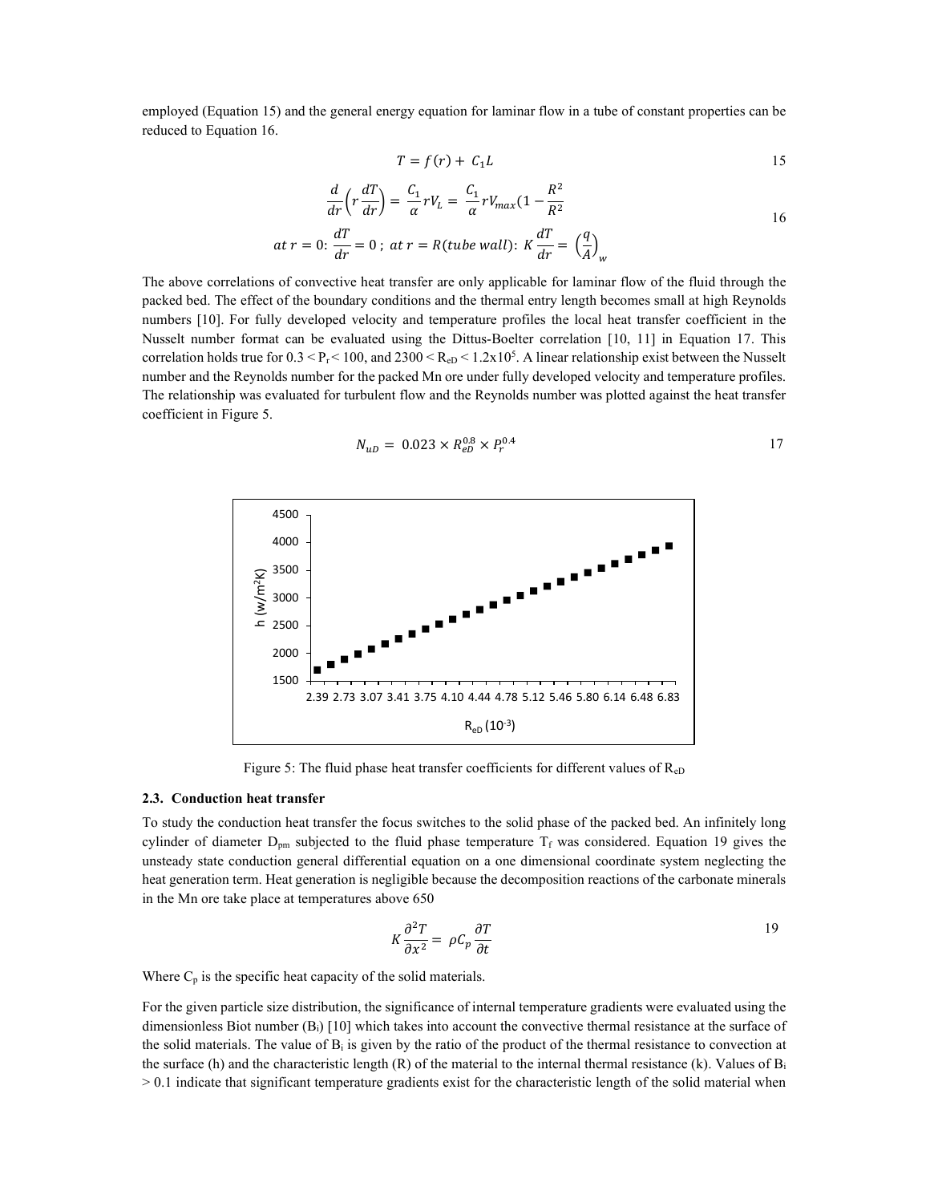employed (Equation 15) and the general energy equation for laminar flow in a tube of constant properties can be reduced to Equation 16.

$$T = f(r) + C_1 L \tag{15}$$

$$\frac{d}{dr}\left(r\frac{dT}{dr}\right) = \frac{C_1}{\alpha} r V_L = \frac{C_1}{\alpha} r V_{max}(1 - \frac{R^2}{R^2}$$

$$at\ r = 0: \frac{dT}{dr} = 0\ ;\ at\ r = R(tube\ wall): K\frac{dT}{dr} = \left(\frac{q}{A}\right)_w \tag{16}$$

The above correlations of convective heat transfer are only applicable for laminar flow of the fluid through the packed bed. The effect of the boundary conditions and the thermal entry length becomes small at high Reynolds numbers [10]. For fully developed velocity and temperature profiles the local heat transfer coefficient in the Nusselt number format can be evaluated using the Dittus-Boelter correlation [10, 11] in Equation 17. This correlation holds true for $0.3 < P_r < 100$, and $2300 < R_{eD} < 1.2 \times 10^5$. A linear relationship exist between the Nusselt number and the Reynolds number for the packed Mn ore under fully developed velocity and temperature profiles. The relationship was evaluated for turbulent flow and the Reynolds number was plotted against the heat transfer coefficient in Figure 5.

$$N_{uD} = 0.023 \times R_{eD}^{0.8} \times P_r^{0.4} \tag{17}$$

Figure 5: The fluid phase heat transfer coefficients for different values of $R_{eD}$

### 2.3. Conduction heat transfer

To study the conduction heat transfer the focus switches to the solid phase of the packed bed. An infinitely long cylinder of diameter $D_{pm}$ subjected to the fluid phase temperature $T_f$ was considered. Equation 19 gives the unsteady state conduction general differential equation on a one dimensional coordinate system neglecting the heat generation term. Heat generation is negligible because the decomposition reactions of the carbonate minerals in the Mn ore take place at temperatures above 650

$$K\frac{\partial^2 T}{\partial x^2} = \rho C_p \frac{\partial T}{\partial t} \tag{19}$$

Where $C_p$ is the specific heat capacity of the solid materials.

For the given particle size distribution, the significance of internal temperature gradients were evaluated using the dimensionless Biot number ($B_i$) [10] which takes into account the convective thermal resistance at the surface of the solid materials. The value of $B_i$ is given by the ratio of the product of the thermal resistance to convection at the surface (h) and the characteristic length (R) of the material to the internal thermal resistance (k). Values of $B_i > 0.1$ indicate that significant temperature gradients exist for the characteristic length of the solid material when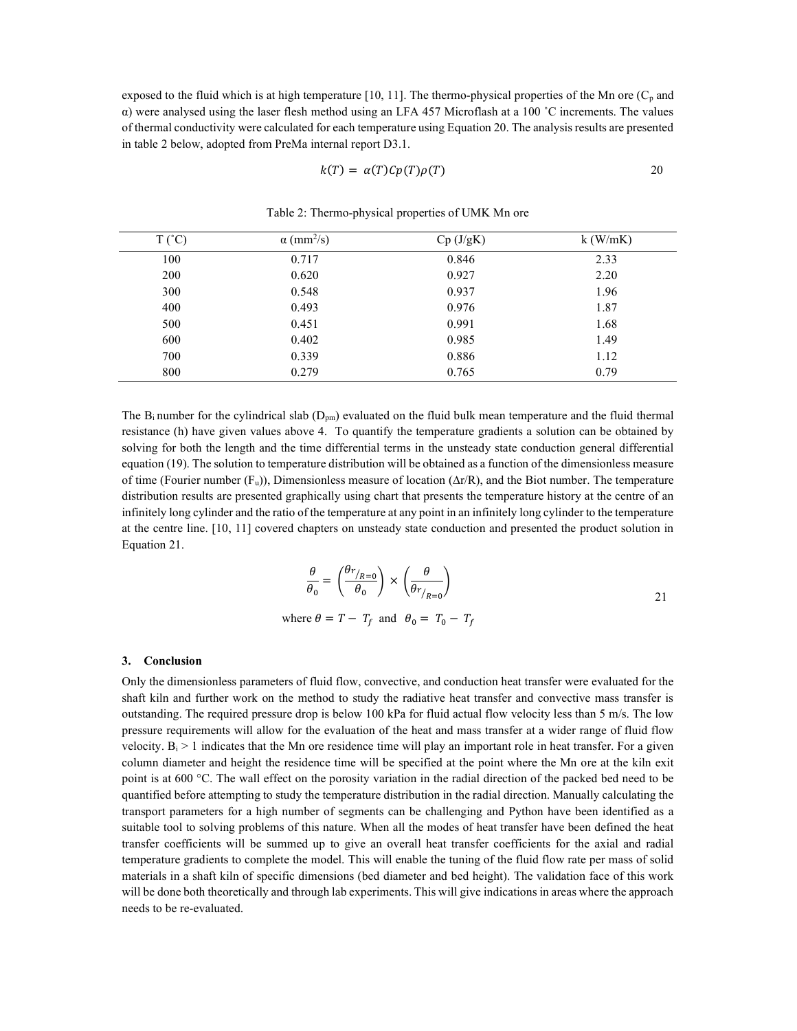exposed to the fluid which is at high temperature [10, 11]. The thermo-physical properties of the Mn ore ($C_p$ and α) were analysed using the laser flesh method using an LFA 457 Microflash at a 100 ˚C increments. The values of thermal conductivity were calculated for each temperature using Equation 20. The analysis results are presented in table 2 below, adopted from PreMa internal report D3.1.

$$k(T) = \alpha(T)Cp(T)\rho(T) \tag{20}$$

Table 2: Thermo-physical properties of UMK Mn ore

| T (˚C) | α ($mm^2/s$) | Cp (J/gK) | k (W/mK) |
|---|---|---|---|
| 100 | 0.717 | 0.846 | 2.33 |
| 200 | 0.620 | 0.927 | 2.20 |
| 300 | 0.548 | 0.937 | 1.96 |
| 400 | 0.493 | 0.976 | 1.87 |
| 500 | 0.451 | 0.991 | 1.68 |
| 600 | 0.402 | 0.985 | 1.49 |
| 700 | 0.339 | 0.886 | 1.12 |
| 800 | 0.279 | 0.765 | 0.79 |

The $B_i$ number for the cylindrical slab ($D_{pm}$) evaluated on the fluid bulk mean temperature and the fluid thermal resistance (h) have given values above 4. To quantify the temperature gradients a solution can be obtained by solving for both the length and the time differential terms in the unsteady state conduction general differential equation (19). The solution to temperature distribution will be obtained as a function of the dimensionless measure of time (Fourier number ($F_u$)), Dimensionless measure of location (Δr/R), and the Biot number. The temperature distribution results are presented graphically using chart that presents the temperature history at the centre of an infinitely long cylinder and the ratio of the temperature at any point in an infinitely long cylinder to the temperature at the centre line. [10, 11] covered chapters on unsteady state conduction and presented the product solution in Equation 21.

$$\frac{\theta}{\theta_0} = \left(\frac{\theta r_{/R=0}}{\theta_0}\right) \times \left(\frac{\theta}{\theta r_{/R=0}}\right) \tag{21}$$

$$\text{where } \theta = T - T_f \text{ and } \theta_0 = T_0 - T_f$$

## 3. Conclusion

Only the dimensionless parameters of fluid flow, convective, and conduction heat transfer were evaluated for the shaft kiln and further work on the method to study the radiative heat transfer and convective mass transfer is outstanding. The required pressure drop is below 100 kPa for fluid actual flow velocity less than 5 m/s. The low pressure requirements will allow for the evaluation of the heat and mass transfer at a wider range of fluid flow velocity. $B_i > 1$ indicates that the Mn ore residence time will play an important role in heat transfer. For a given column diameter and height the residence time will be specified at the point where the Mn ore at the kiln exit point is at 600 °C. The wall effect on the porosity variation in the radial direction of the packed bed need to be quantified before attempting to study the temperature distribution in the radial direction. Manually calculating the transport parameters for a high number of segments can be challenging and Python have been identified as a suitable tool to solving problems of this nature. When all the modes of heat transfer have been defined the heat transfer coefficients will be summed up to give an overall heat transfer coefficients for the axial and radial temperature gradients to complete the model. This will enable the tuning of the fluid flow rate per mass of solid materials in a shaft kiln of specific dimensions (bed diameter and bed height). The validation face of this work will be done both theoretically and through lab experiments. This will give indications in areas where the approach needs to be re-evaluated.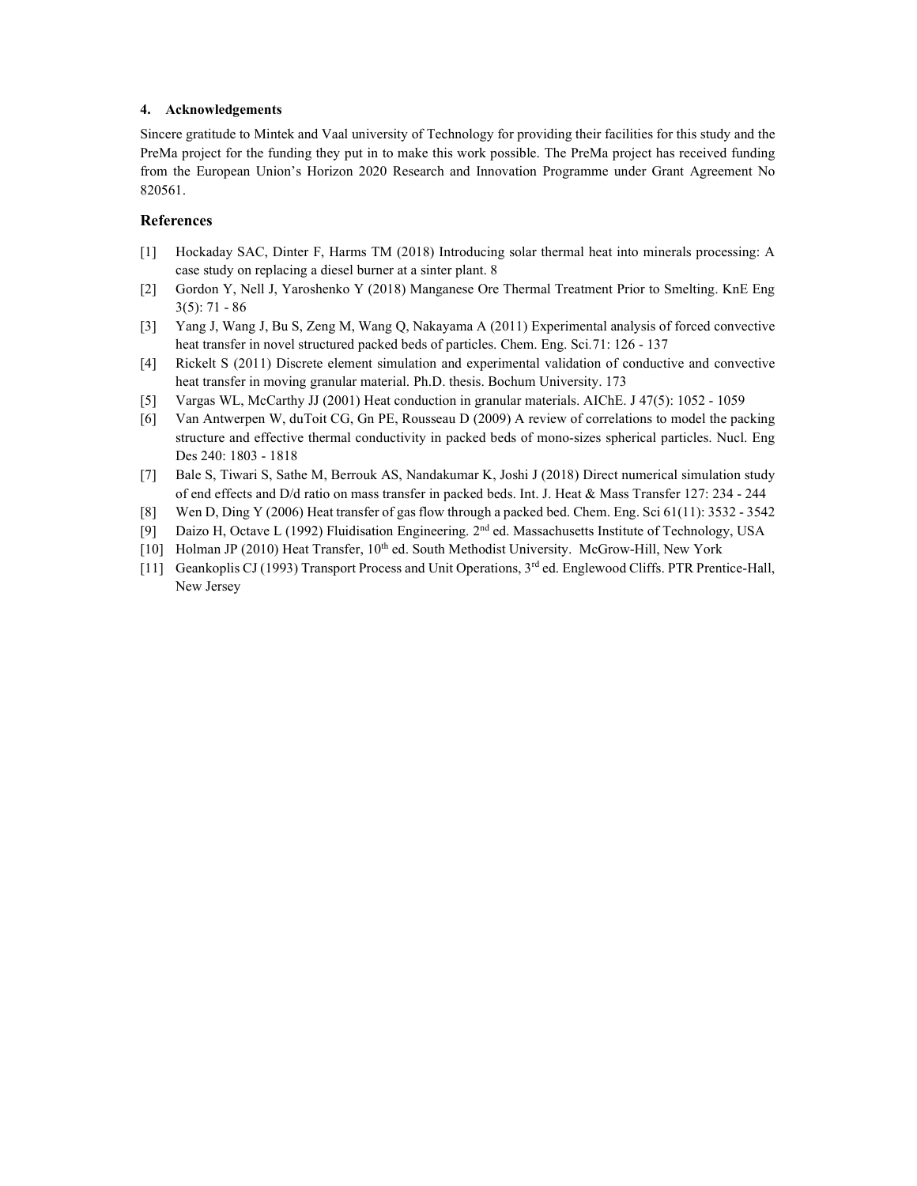## 4. Acknowledgements

Sincere gratitude to Mintek and Vaal university of Technology for providing their facilities for this study and the PreMa project for the funding they put in to make this work possible. The PreMa project has received funding from the European Union's Horizon 2020 Research and Innovation Programme under Grant Agreement No 820561.

## References

[1] Hockaday SAC, Dinter F, Harms TM (2018) Introducing solar thermal heat into minerals processing: A case study on replacing a diesel burner at a sinter plant. 8

[2] Gordon Y, Nell J, Yaroshenko Y (2018) Manganese Ore Thermal Treatment Prior to Smelting. KnE Eng 3(5): 71 - 86

[3] Yang J, Wang J, Bu S, Zeng M, Wang Q, Nakayama A (2011) Experimental analysis of forced convective heat transfer in novel structured packed beds of particles. Chem. Eng. Sci.71: 126 - 137

[4] Rickelt S (2011) Discrete element simulation and experimental validation of conductive and convective heat transfer in moving granular material. Ph.D. thesis. Bochum University. 173

[5] Vargas WL, McCarthy JJ (2001) Heat conduction in granular materials. AIChE. J 47(5): 1052 - 1059

[6] Van Antwerpen W, duToit CG, Gn PE, Rousseau D (2009) A review of correlations to model the packing structure and effective thermal conductivity in packed beds of mono-sizes spherical particles. Nucl. Eng Des 240: 1803 - 1818

[7] Bale S, Tiwari S, Sathe M, Berrouk AS, Nandakumar K, Joshi J (2018) Direct numerical simulation study of end effects and D/d ratio on mass transfer in packed beds. Int. J. Heat & Mass Transfer 127: 234 - 244

[8] Wen D, Ding Y (2006) Heat transfer of gas flow through a packed bed. Chem. Eng. Sci 61(11): 3532 - 3542

[9] Daizo H, Octave L (1992) Fluidisation Engineering. 2nd ed. Massachusetts Institute of Technology, USA

[10] Holman JP (2010) Heat Transfer, 10th ed. South Methodist University. McGrow-Hill, New York

[11] Geankoplis CJ (1993) Transport Process and Unit Operations, 3rd ed. Englewood Cliffs. PTR Prentice-Hall, New Jersey